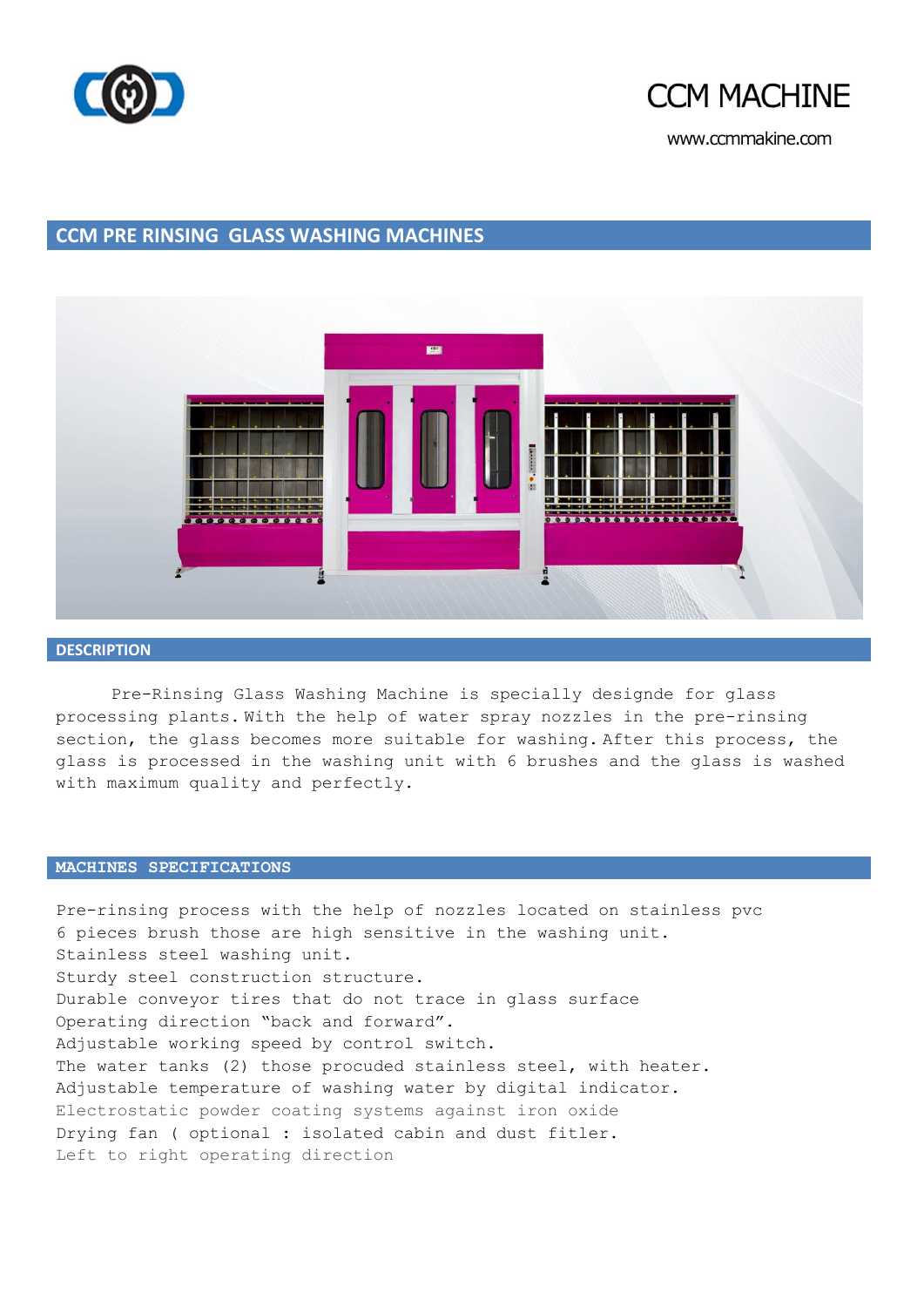CCM MACHINE

www.ccmmakine.com

## CCM PRE RINSING GLASS WASHING MACHINES

## DESCRIPTION

Pre-Rinsing Glass Washing Machine is specially designde for glass processing plants. With the help of water spray nozzles in the pre-rinsing section, the glass becomes more suitable for washing. After this process, the glass is processed in the washing unit with 6 brushes and the glass is washed with maximum quality and perfectly.

## MACHINES SPECIFICATIONS

Pre-rinsing process with the help of nozzles located on stainless pvc
6 pieces brush those are high sensitive in the washing unit.
Stainless steel washing unit.
Sturdy steel construction structure.
Durable conveyor tires that do not trace in glass surface
Operating direction “back and forward”.
Adjustable working speed by control switch.
The water tanks (2) those procuded stainless steel, with heater.
Adjustable temperature of washing water by digital indicator.
Electrostatic powder coating systems against iron oxide
Drying fan ( optional : isolated cabin and dust fitler.
Left to right operating direction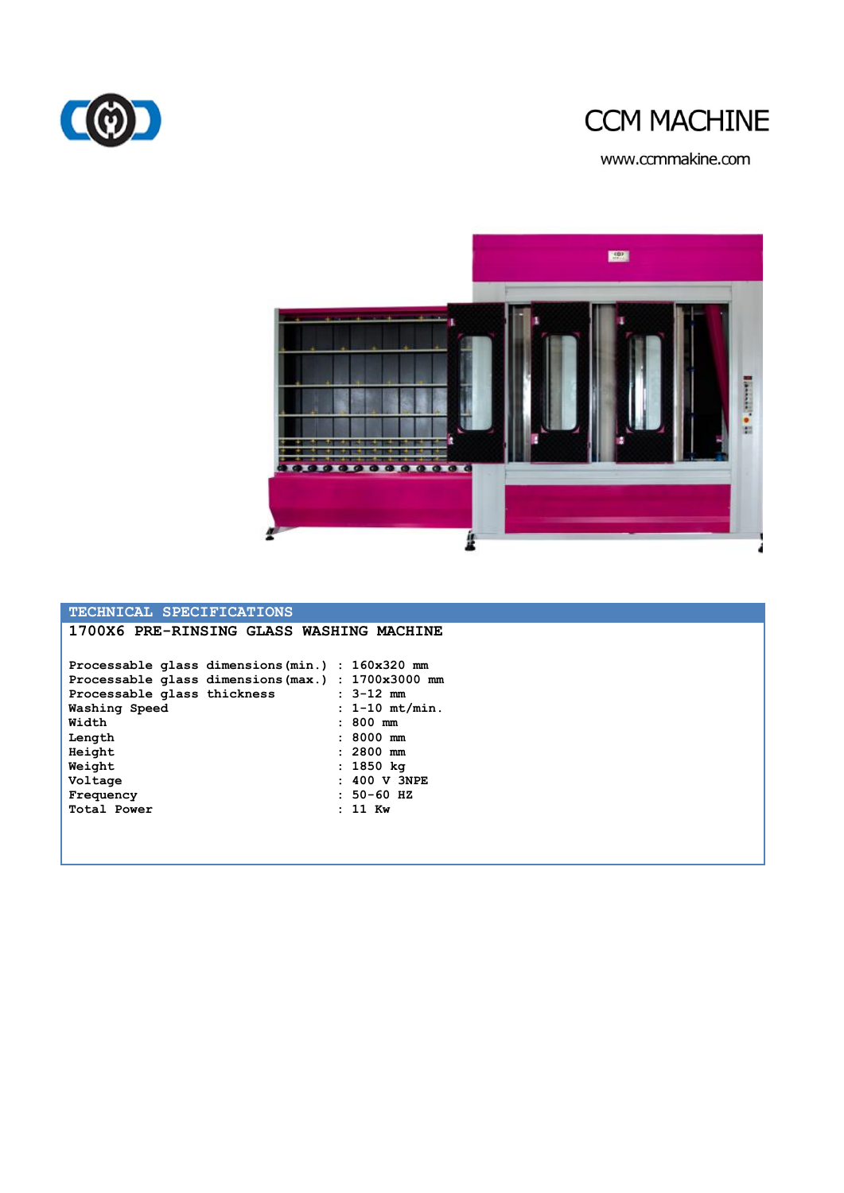CCM MACHINE

www.ccmmakine.com

## TECHNICAL SPECIFICATIONS

### 1700X6 PRE-RINSING GLASS WASHING MACHINE

| | |
|---|---|
| Processable glass dimensions(min.) | : 160x320 mm |
| Processable glass dimensions(max.) | : 1700x3000 mm |
| Processable glass thickness | : 3-12 mm |
| Washing Speed | : 1-10 mt/min. |
| Width | : 800 mm |
| Length | : 8000 mm |
| Height | : 2800 mm |
| Weight | : 1850 kg |
| Voltage | : 400 V 3NPE |
| Frequency | : 50-60 HZ |
| Total Power | : 11 Kw |